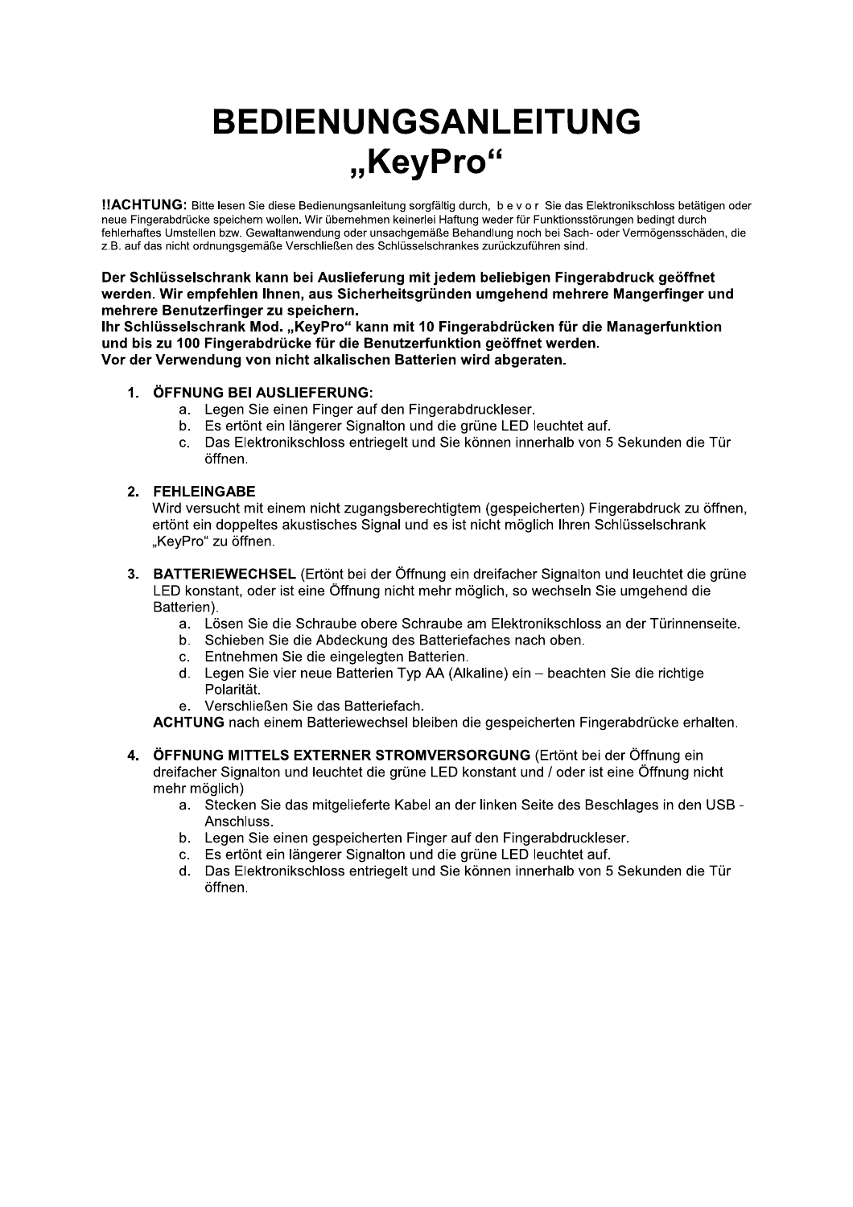# BEDIENUNGSANLEITUNG „KeyPro“

**!!ACHTUNG:** Bitte lesen Sie diese Bedienungsanleitung sorgfältig durch, b e v o r Sie das Elektronikschloss betätigen oder neue Fingerabdrücke speichern wollen. Wir übernehmen keinerlei Haftung weder für Funktionsstörungen bedingt durch fehlerhaftes Umstellen bzw. Gewaltanwendung oder unsachgemäße Behandlung noch bei Sach- oder Vermögensschäden, die z.B. auf das nicht ordnungsgemäße Verschließen des Schlüsselschrankes zurückzuführen sind.

**Der Schlüsselschrank kann bei Auslieferung mit jedem beliebigen Fingerabdruck geöffnet werden. Wir empfehlen Ihnen, aus Sicherheitsgründen umgehend mehrere Mangerfinger und mehrere Benutzerfinger zu speichern.**
**Ihr Schlüsselschrank Mod. „KeyPro“ kann mit 10 Fingerabdrücken für die Managerfunktion und bis zu 100 Fingerabdrücke für die Benutzerfunktion geöffnet werden.**
**Vor der Verwendung von nicht alkalischen Batterien wird abgeraten.**

1. **ÖFFNUNG BEI AUSLIEFERUNG:**
   a. Legen Sie einen Finger auf den Fingerabdruckleser.
   b. Es ertönt ein längerer Signalton und die grüne LED leuchtet auf.
   c. Das Elektronikschloss entriegelt und Sie können innerhalb von 5 Sekunden die Tür öffnen.

2. **FEHLEINGABE**
   Wird versucht mit einem nicht zugangsberechtigtem (gespeicherten) Fingerabdruck zu öffnen, ertönt ein doppeltes akustisches Signal und es ist nicht möglich Ihren Schlüsselschrank „KeyPro“ zu öffnen.

3. **BATTERIEWECHSEL** (Ertönt bei der Öffnung ein dreifacher Signalton und leuchtet die grüne LED konstant, oder ist eine Öffnung nicht mehr möglich, so wechseln Sie umgehend die Batterien).
   a. Lösen Sie die Schraube obere Schraube am Elektronikschloss an der Türinnenseite.
   b. Schieben Sie die Abdeckung des Batteriefaches nach oben.
   c. Entnehmen Sie die eingelegten Batterien.
   d. Legen Sie vier neue Batterien Typ AA (Alkaline) ein – beachten Sie die richtige Polarität.
   e. Verschließen Sie das Batteriefach.

   **ACHTUNG** nach einem Batteriewechsel bleiben die gespeicherten Fingerabdrücke erhalten.

4. **ÖFFNUNG MITTELS EXTERNER STROMVERSORGUNG** (Ertönt bei der Öffnung ein dreifacher Signalton und leuchtet die grüne LED konstant und / oder ist eine Öffnung nicht mehr möglich)
   a. Stecken Sie das mitgelieferte Kabel an der linken Seite des Beschlages in den USB - Anschluss.
   b. Legen Sie einen gespeicherten Finger auf den Fingerabdruckleser.
   c. Es ertönt ein längerer Signalton und die grüne LED leuchtet auf.
   d. Das Elektronikschloss entriegelt und Sie können innerhalb von 5 Sekunden die Tür öffnen.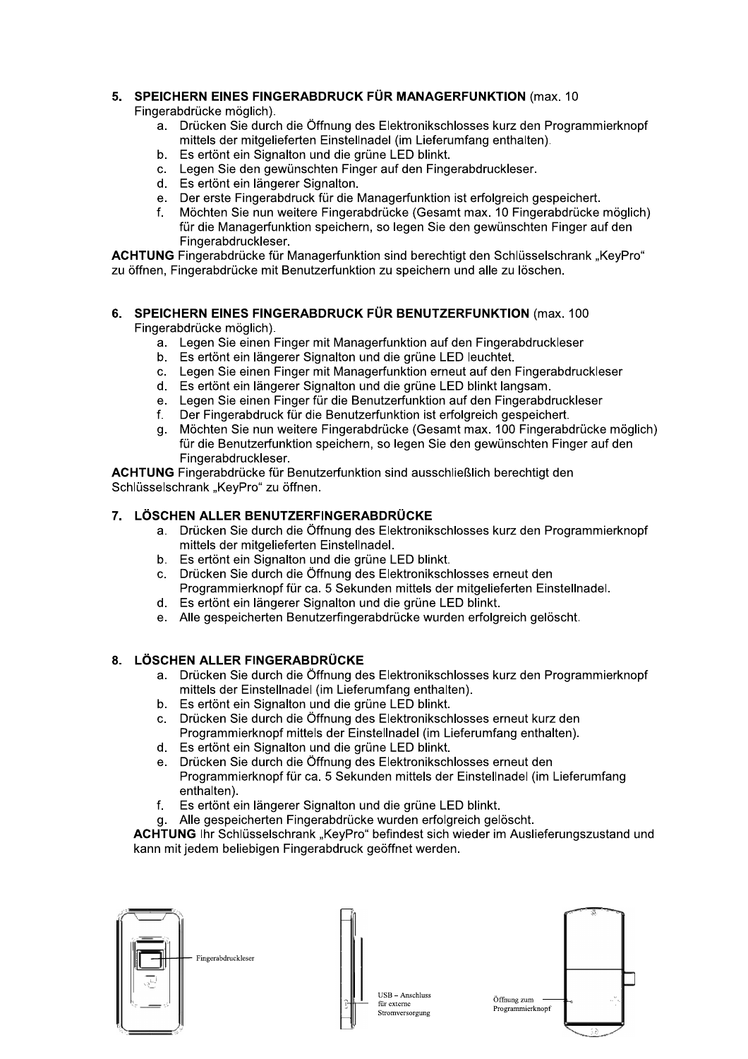5. **SPEICHERN EINES FINGERABDRUCK FÜR MANAGERFUNKTION** (max. 10 Fingerabdrücke möglich).
   a. Drücken Sie durch die Öffnung des Elektronikschlosses kurz den Programmierknopf mittels der mitgelieferten Einstellnadel (im Lieferumfang enthalten).
   b. Es ertönt ein Signalton und die grüne LED blinkt.
   c. Legen Sie den gewünschten Finger auf den Fingerabdruckleser.
   d. Es ertönt ein längerer Signalton.
   e. Der erste Fingerabdruck für die Managerfunktion ist erfolgreich gespeichert.
   f. Möchten Sie nun weitere Fingerabdrücke (Gesamt max. 10 Fingerabdrücke möglich) für die Managerfunktion speichern, so legen Sie den gewünschten Finger auf den Fingerabdruckleser.

**ACHTUNG** Fingerabdrücke für Managerfunktion sind berechtigt den Schlüsselschrank „KeyPro" zu öffnen, Fingerabdrücke mit Benutzerfunktion zu speichern und alle zu löschen.

6. **SPEICHERN EINES FINGERABDRUCK FÜR BENUTZERFUNKTION** (max. 100 Fingerabdrücke möglich).
   a. Legen Sie einen Finger mit Managerfunktion auf den Fingerabdruckleser
   b. Es ertönt ein längerer Signalton und die grüne LED leuchtet.
   c. Legen Sie einen Finger mit Managerfunktion erneut auf den Fingerabdruckleser
   d. Es ertönt ein längerer Signalton und die grüne LED blinkt langsam.
   e. Legen Sie einen Finger für die Benutzerfunktion auf den Fingerabdruckleser
   f. Der Fingerabdruck für die Benutzerfunktion ist erfolgreich gespeichert.
   g. Möchten Sie nun weitere Fingerabdrücke (Gesamt max. 100 Fingerabdrücke möglich) für die Benutzerfunktion speichern, so legen Sie den gewünschten Finger auf den Fingerabdruckleser.

**ACHTUNG** Fingerabdrücke für Benutzerfunktion sind ausschließlich berechtigt den Schlüsselschrank „KeyPro" zu öffnen.

7. **LÖSCHEN ALLER BENUTZERFINGERABDRÜCKE**
   a. Drücken Sie durch die Öffnung des Elektronikschlosses kurz den Programmierknopf mittels der mitgelieferten Einstellnadel.
   b. Es ertönt ein Signalton und die grüne LED blinkt.
   c. Drücken Sie durch die Öffnung des Elektronikschlosses erneut den Programmierknopf für ca. 5 Sekunden mittels der mitgelieferten Einstellnadel.
   d. Es ertönt ein längerer Signalton und die grüne LED blinkt.
   e. Alle gespeicherten Benutzerfingerabdrücke wurden erfolgreich gelöscht.

8. **LÖSCHEN ALLER FINGERABDRÜCKE**
   a. Drücken Sie durch die Öffnung des Elektronikschlosses kurz den Programmierknopf mittels der Einstellnadel (im Lieferumfang enthalten).
   b. Es ertönt ein Signalton und die grüne LED blinkt.
   c. Drücken Sie durch die Öffnung des Elektronikschlosses erneut kurz den Programmierknopf mittels der Einstellnadel (im Lieferumfang enthalten).
   d. Es ertönt ein Signalton und die grüne LED blinkt.
   e. Drücken Sie durch die Öffnung des Elektronikschlosses erneut den Programmierknopf für ca. 5 Sekunden mittels der Einstellnadel (im Lieferumfang enthalten).
   f. Es ertönt ein längerer Signalton und die grüne LED blinkt.
   g. Alle gespeicherten Fingerabdrücke wurden erfolgreich gelöscht.

   **ACHTUNG** Ihr Schlüsselschrank „KeyPro" befindest sich wieder im Auslieferungszustand und kann mit jedem beliebigen Fingerabdruck geöffnet werden.

Fingerabdruckleser

USB – Anschluss für externe Stromversorgung

Öffnung zum Programmierknopf